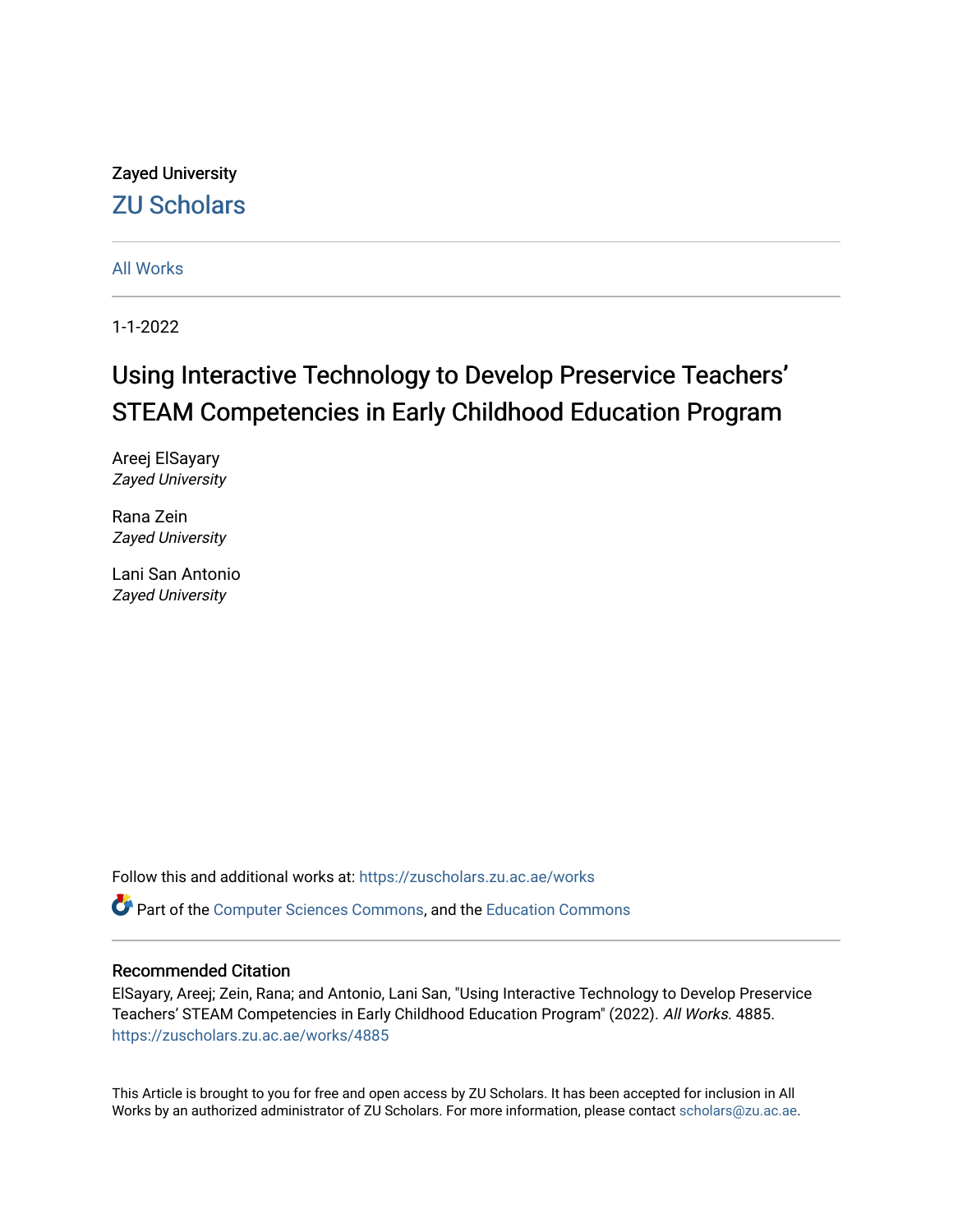Zayed University

ZU Scholars

All Works

1-1-2022

# Using Interactive Technology to Develop Preservice Teachers' STEAM Competencies in Early Childhood Education Program

Areej ElSayary
*Zayed University*

Rana Zein
*Zayed University*

Lani San Antonio
*Zayed University*

Follow this and additional works at: https://zuscholars.zu.ac.ae/works

Part of the Computer Sciences Commons, and the Education Commons

## Recommended Citation

ElSayary, Areej; Zein, Rana; and Antonio, Lani San, "Using Interactive Technology to Develop Preservice Teachers' STEAM Competencies in Early Childhood Education Program" (2022). *All Works*. 4885.
https://zuscholars.zu.ac.ae/works/4885

This Article is brought to you for free and open access by ZU Scholars. It has been accepted for inclusion in All Works by an authorized administrator of ZU Scholars. For more information, please contact scholars@zu.ac.ae.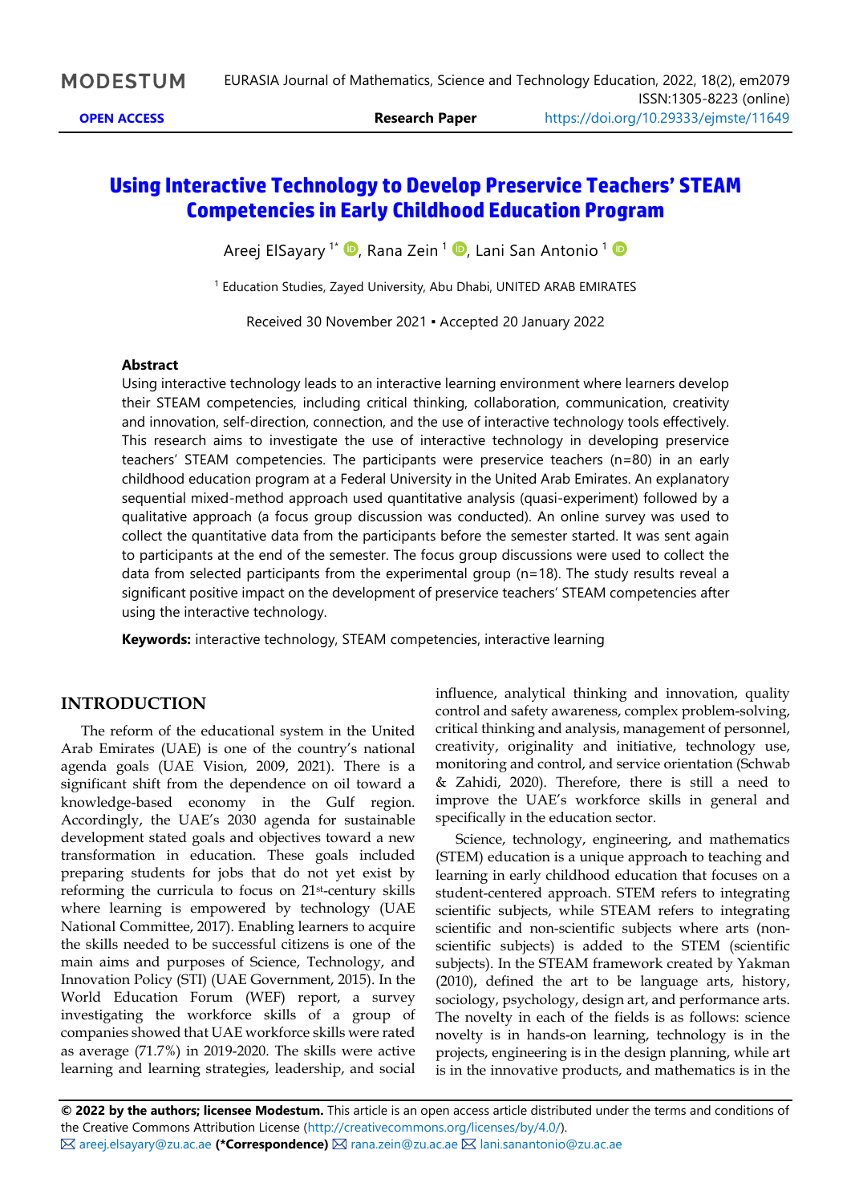# Using Interactive Technology to Develop Preservice Teachers' STEAM Competencies in Early Childhood Education Program

Areej ElSayary [1*], Rana Zein [1], Lani San Antonio [1]

[1] Education Studies, Zayed University, Abu Dhabi, UNITED ARAB EMIRATES

Received 30 November 2021 ▪ Accepted 20 January 2022

### Abstract

Using interactive technology leads to an interactive learning environment where learners develop their STEAM competencies, including critical thinking, collaboration, communication, creativity and innovation, self-direction, connection, and the use of interactive technology tools effectively. This research aims to investigate the use of interactive technology in developing preservice teachers' STEAM competencies. The participants were preservice teachers (n=80) in an early childhood education program at a Federal University in the United Arab Emirates. An explanatory sequential mixed-method approach used quantitative analysis (quasi-experiment) followed by a qualitative approach (a focus group discussion was conducted). An online survey was used to collect the quantitative data from the participants before the semester started. It was sent again to participants at the end of the semester. The focus group discussions were used to collect the data from selected participants from the experimental group (n=18). The study results reveal a significant positive impact on the development of preservice teachers' STEAM competencies after using the interactive technology.

**Keywords:** interactive technology, STEAM competencies, interactive learning

## INTRODUCTION

The reform of the educational system in the United Arab Emirates (UAE) is one of the country's national agenda goals (UAE Vision, 2009, 2021). There is a significant shift from the dependence on oil toward a knowledge-based economy in the Gulf region. Accordingly, the UAE's 2030 agenda for sustainable development stated goals and objectives toward a new transformation in education. These goals included preparing students for jobs that do not yet exist by reforming the curricula to focus on 21st-century skills where learning is empowered by technology (UAE National Committee, 2017). Enabling learners to acquire the skills needed to be successful citizens is one of the main aims and purposes of Science, Technology, and Innovation Policy (STI) (UAE Government, 2015). In the World Education Forum (WEF) report, a survey investigating the workforce skills of a group of companies showed that UAE workforce skills were rated as average (71.7%) in 2019-2020. The skills were active learning and learning strategies, leadership, and social influence, analytical thinking and innovation, quality control and safety awareness, complex problem-solving, critical thinking and analysis, management of personnel, creativity, originality and initiative, technology use, monitoring and control, and service orientation (Schwab & Zahidi, 2020). Therefore, there is still a need to improve the UAE's workforce skills in general and specifically in the education sector.

Science, technology, engineering, and mathematics (STEM) education is a unique approach to teaching and learning in early childhood education that focuses on a student-centered approach. STEM refers to integrating scientific subjects, while STEAM refers to integrating scientific and non-scientific subjects where arts (non-scientific subjects) is added to the STEM (scientific subjects). In the STEAM framework created by Yakman (2010), defined the art to be language arts, history, sociology, psychology, design art, and performance arts. The novelty in each of the fields is as follows: science novelty is in hands-on learning, technology is in the projects, engineering is in the design planning, while art is in the innovative products, and mathematics is in the

**© 2022 by the authors; licensee Modestum.** This article is an open access article distributed under the terms and conditions of the Creative Commons Attribution License (http://creativecommons.org/licenses/by/4.0/).
areej.elsayary@zu.ac.ae **(*Correspondence)** rana.zein@zu.ac.ae lani.sanantonio@zu.ac.ae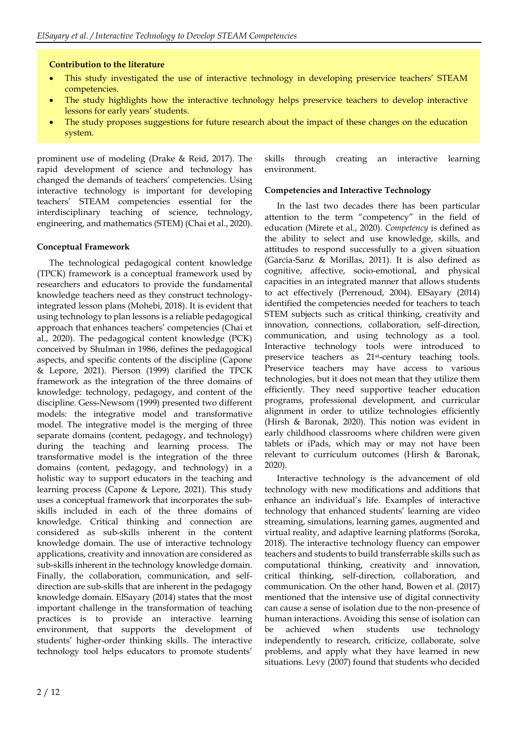**Contribution to the literature**

- This study investigated the use of interactive technology in developing preservice teachers' STEAM competencies.
- The study highlights how the interactive technology helps preservice teachers to develop interactive lessons for early years' students.
- The study proposes suggestions for future research about the impact of these changes on the education system.

prominent use of modeling (Drake & Reid, 2017). The rapid development of science and technology has changed the demands of teachers' competencies. Using interactive technology is important for developing teachers' STEAM competencies essential for the interdisciplinary teaching of science, technology, engineering, and mathematics (STEM) (Chai et al., 2020).

### Conceptual Framework

The technological pedagogical content knowledge (TPCK) framework is a conceptual framework used by researchers and educators to provide the fundamental knowledge teachers need as they construct technology-integrated lesson plans (Mohebi, 2018). It is evident that using technology to plan lessons is a reliable pedagogical approach that enhances teachers' competencies (Chai et al., 2020). The pedagogical content knowledge (PCK) conceived by Shulman in 1986, defines the pedagogical aspects, and specific contents of the discipline (Capone & Lepore, 2021). Pierson (1999) clarified the TPCK framework as the integration of the three domains of knowledge: technology, pedagogy, and content of the discipline. Gess-Newsom (1999) presented two different models: the integrative model and transformative model. The integrative model is the merging of three separate domains (content, pedagogy, and technology) during the teaching and learning process. The transformative model is the integration of the three domains (content, pedagogy, and technology) in a holistic way to support educators in the teaching and learning process (Capone & Lepore, 2021). This study uses a conceptual framework that incorporates the sub-skills included in each of the three domains of knowledge. Critical thinking and connection are considered as sub-skills inherent in the content knowledge domain. The use of interactive technology applications, creativity and innovation are considered as sub-skills inherent in the technology knowledge domain. Finally, the collaboration, communication, and self-direction are sub-skills that are inherent in the pedagogy knowledge domain. ElSayary (2014) states that the most important challenge in the transformation of teaching practices is to provide an interactive learning environment, that supports the development of students' higher-order thinking skills. The interactive technology tool helps educators to promote students' skills through creating an interactive learning environment.

### Competencies and Interactive Technology

In the last two decades there has been particular attention to the term "competency" in the field of education (Mirete et al., 2020). *Competency* is defined as the ability to select and use knowledge, skills, and attitudes to respond successfully to a given situation (Garcia-Sanz & Morillas, 2011). It is also defined as cognitive, affective, socio-emotional, and physical capacities in an integrated manner that allows students to act effectively (Perrenoud, 2004). ElSayary (2014) identified the competencies needed for teachers to teach STEM subjects such as critical thinking, creativity and innovation, connections, collaboration, self-direction, communication, and using technology as a tool. Interactive technology tools were introduced to preservice teachers as 21st-century teaching tools. Preservice teachers may have access to various technologies, but it does not mean that they utilize them efficiently. They need supportive teacher education programs, professional development, and curricular alignment in order to utilize technologies efficiently (Hirsh & Baronak, 2020). This notion was evident in early childhood classrooms where children were given tablets or iPads, which may or may not have been relevant to curriculum outcomes (Hirsh & Baronak, 2020).

Interactive technology is the advancement of old technology with new modifications and additions that enhance an individual's life. Examples of interactive technology that enhanced students' learning are video streaming, simulations, learning games, augmented and virtual reality, and adaptive learning platforms (Soroka, 2018). The interactive technology fluency can empower teachers and students to build transferrable skills such as computational thinking, creativity and innovation, critical thinking, self-direction, collaboration, and communication. On the other hand, Bowen et al. (2017) mentioned that the intensive use of digital connectivity can cause a sense of isolation due to the non-presence of human interactions. Avoiding this sense of isolation can be achieved when students use technology independently to research, criticize, collaborate, solve problems, and apply what they have learned in new situations. Levy (2007) found that students who decided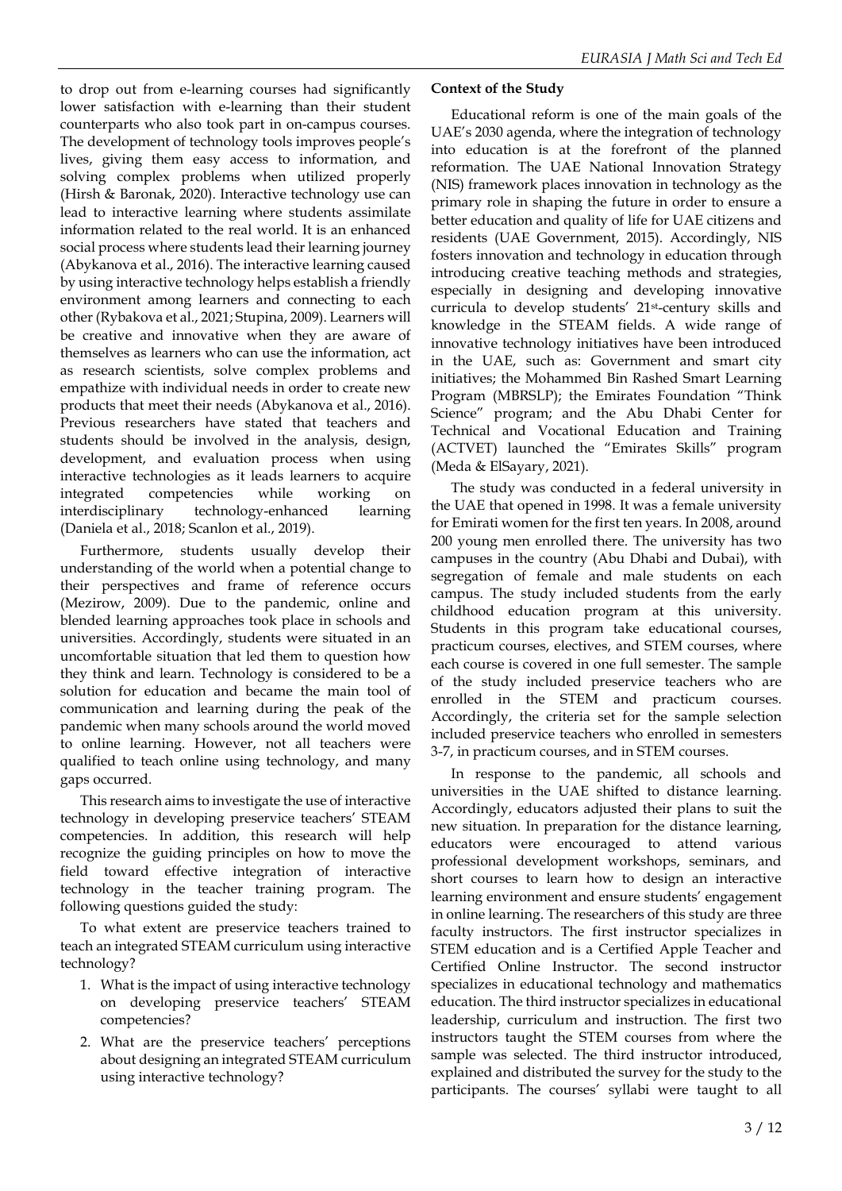to drop out from e-learning courses had significantly lower satisfaction with e-learning than their student counterparts who also took part in on-campus courses. The development of technology tools improves people's lives, giving them easy access to information, and solving complex problems when utilized properly (Hirsh & Baronak, 2020). Interactive technology use can lead to interactive learning where students assimilate information related to the real world. It is an enhanced social process where students lead their learning journey (Abykanova et al., 2016). The interactive learning caused by using interactive technology helps establish a friendly environment among learners and connecting to each other (Rybakova et al., 2021; Stupina, 2009). Learners will be creative and innovative when they are aware of themselves as learners who can use the information, act as research scientists, solve complex problems and empathize with individual needs in order to create new products that meet their needs (Abykanova et al., 2016). Previous researchers have stated that teachers and students should be involved in the analysis, design, development, and evaluation process when using interactive technologies as it leads learners to acquire integrated competencies while working on interdisciplinary technology-enhanced learning (Daniela et al., 2018; Scanlon et al., 2019).

Furthermore, students usually develop their understanding of the world when a potential change to their perspectives and frame of reference occurs (Mezirow, 2009). Due to the pandemic, online and blended learning approaches took place in schools and universities. Accordingly, students were situated in an uncomfortable situation that led them to question how they think and learn. Technology is considered to be a solution for education and became the main tool of communication and learning during the peak of the pandemic when many schools around the world moved to online learning. However, not all teachers were qualified to teach online using technology, and many gaps occurred.

This research aims to investigate the use of interactive technology in developing preservice teachers' STEAM competencies. In addition, this research will help recognize the guiding principles on how to move the field toward effective integration of interactive technology in the teacher training program. The following questions guided the study:

To what extent are preservice teachers trained to teach an integrated STEAM curriculum using interactive technology?

1. What is the impact of using interactive technology on developing preservice teachers' STEAM competencies?
2. What are the preservice teachers' perceptions about designing an integrated STEAM curriculum using interactive technology?

### Context of the Study

Educational reform is one of the main goals of the UAE's 2030 agenda, where the integration of technology into education is at the forefront of the planned reformation. The UAE National Innovation Strategy (NIS) framework places innovation in technology as the primary role in shaping the future in order to ensure a better education and quality of life for UAE citizens and residents (UAE Government, 2015). Accordingly, NIS fosters innovation and technology in education through introducing creative teaching methods and strategies, especially in designing and developing innovative curricula to develop students' 21st-century skills and knowledge in the STEAM fields. A wide range of innovative technology initiatives have been introduced in the UAE, such as: Government and smart city initiatives; the Mohammed Bin Rashed Smart Learning Program (MBRSLP); the Emirates Foundation "Think Science" program; and the Abu Dhabi Center for Technical and Vocational Education and Training (ACTVET) launched the "Emirates Skills" program (Meda & ElSayary, 2021).

The study was conducted in a federal university in the UAE that opened in 1998. It was a female university for Emirati women for the first ten years. In 2008, around 200 young men enrolled there. The university has two campuses in the country (Abu Dhabi and Dubai), with segregation of female and male students on each campus. The study included students from the early childhood education program at this university. Students in this program take educational courses, practicum courses, electives, and STEM courses, where each course is covered in one full semester. The sample of the study included preservice teachers who are enrolled in the STEM and practicum courses. Accordingly, the criteria set for the sample selection included preservice teachers who enrolled in semesters 3-7, in practicum courses, and in STEM courses.

In response to the pandemic, all schools and universities in the UAE shifted to distance learning. Accordingly, educators adjusted their plans to suit the new situation. In preparation for the distance learning, educators were encouraged to attend various professional development workshops, seminars, and short courses to learn how to design an interactive learning environment and ensure students' engagement in online learning. The researchers of this study are three faculty instructors. The first instructor specializes in STEM education and is a Certified Apple Teacher and Certified Online Instructor. The second instructor specializes in educational technology and mathematics education. The third instructor specializes in educational leadership, curriculum and instruction. The first two instructors taught the STEM courses from where the sample was selected. The third instructor introduced, explained and distributed the survey for the study to the participants. The courses' syllabi were taught to all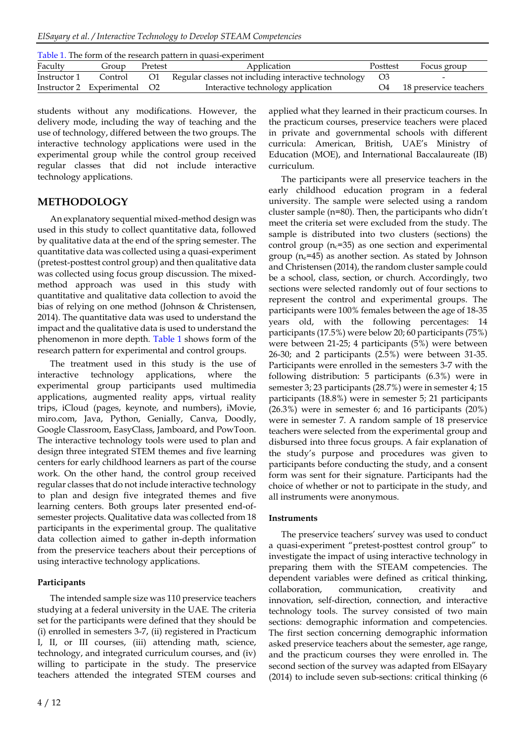Table 1. The form of the research pattern in quasi-experiment

| Faculty | Group | Pretest | Application | Posttest | Focus group |
|---|---|---|---|---|---|
| Instructor 1 | Control | O1 | Regular classes not including interactive technology | O3 | - |
| Instructor 2 | Experimental | O2 | Interactive technology application | O4 | 18 preservice teachers |

students without any modifications. However, the delivery mode, including the way of teaching and the use of technology, differed between the two groups. The interactive technology applications were used in the experimental group while the control group received regular classes that did not include interactive technology applications.

## METHODOLOGY

An explanatory sequential mixed-method design was used in this study to collect quantitative data, followed by qualitative data at the end of the spring semester. The quantitative data was collected using a quasi-experiment (pretest-posttest control group) and then qualitative data was collected using focus group discussion. The mixed-method approach was used in this study with quantitative and qualitative data collection to avoid the bias of relying on one method (Johnson & Christensen, 2014). The quantitative data was used to understand the impact and the qualitative data is used to understand the phenomenon in more depth. Table 1 shows form of the research pattern for experimental and control groups.

The treatment used in this study is the use of interactive technology applications, where the experimental group participants used multimedia applications, augmented reality apps, virtual reality trips, iCloud (pages, keynote, and numbers), iMovie, miro.com, Java, Python, Genially, Canva, Doodly, Google Classroom, EasyClass, Jamboard, and PowToon. The interactive technology tools were used to plan and design three integrated STEM themes and five learning centers for early childhood learners as part of the course work. On the other hand, the control group received regular classes that do not include interactive technology to plan and design five integrated themes and five learning centers. Both groups later presented end-of-semester projects. Qualitative data was collected from 18 participants in the experimental group. The qualitative data collection aimed to gather in-depth information from the preservice teachers about their perceptions of using interactive technology applications.

### Participants

The intended sample size was 110 preservice teachers studying at a federal university in the UAE. The criteria set for the participants were defined that they should be (i) enrolled in semesters 3-7, (ii) registered in Practicum I, II, or III courses, (iii) attending math, science, technology, and integrated curriculum courses, and (iv) willing to participate in the study. The preservice teachers attended the integrated STEM courses and applied what they learned in their practicum courses. In the practicum courses, preservice teachers were placed in private and governmental schools with different curricula: American, British, UAE's Ministry of Education (MOE), and International Baccalaureate (IB) curriculum.

The participants were all preservice teachers in the early childhood education program in a federal university. The sample were selected using a random cluster sample (n=80). Then, the participants who didn't meet the criteria set were excluded from the study. The sample is distributed into two clusters (sections) the control group ($n_c$=35) as one section and experimental group ($n_e$=45) as another section. As stated by Johnson and Christensen (2014), the random cluster sample could be a school, class, section, or church. Accordingly, two sections were selected randomly out of four sections to represent the control and experimental groups. The participants were 100% females between the age of 18-35 years old, with the following percentages: 14 participants (17.5%) were below 20; 60 participants (75%) were between 21-25; 4 participants (5%) were between 26-30; and 2 participants (2.5%) were between 31-35. Participants were enrolled in the semesters 3-7 with the following distribution: 5 participants (6.3%) were in semester 3; 23 participants (28.7%) were in semester 4; 15 participants (18.8%) were in semester 5; 21 participants (26.3%) were in semester 6; and 16 participants (20%) were in semester 7. A random sample of 18 preservice teachers were selected from the experimental group and disbursed into three focus groups. A fair explanation of the study's purpose and procedures was given to participants before conducting the study, and a consent form was sent for their signature. Participants had the choice of whether or not to participate in the study, and all instruments were anonymous.

### Instruments

The preservice teachers' survey was used to conduct a quasi-experiment "pretest-posttest control group" to investigate the impact of using interactive technology in preparing them with the STEAM competencies. The dependent variables were defined as critical thinking, collaboration, communication, creativity and innovation, self-direction, connection, and interactive technology tools. The survey consisted of two main sections: demographic information and competencies. The first section concerning demographic information asked preservice teachers about the semester, age range, and the practicum courses they were enrolled in. The second section of the survey was adapted from ElSayary (2014) to include seven sub-sections: critical thinking (6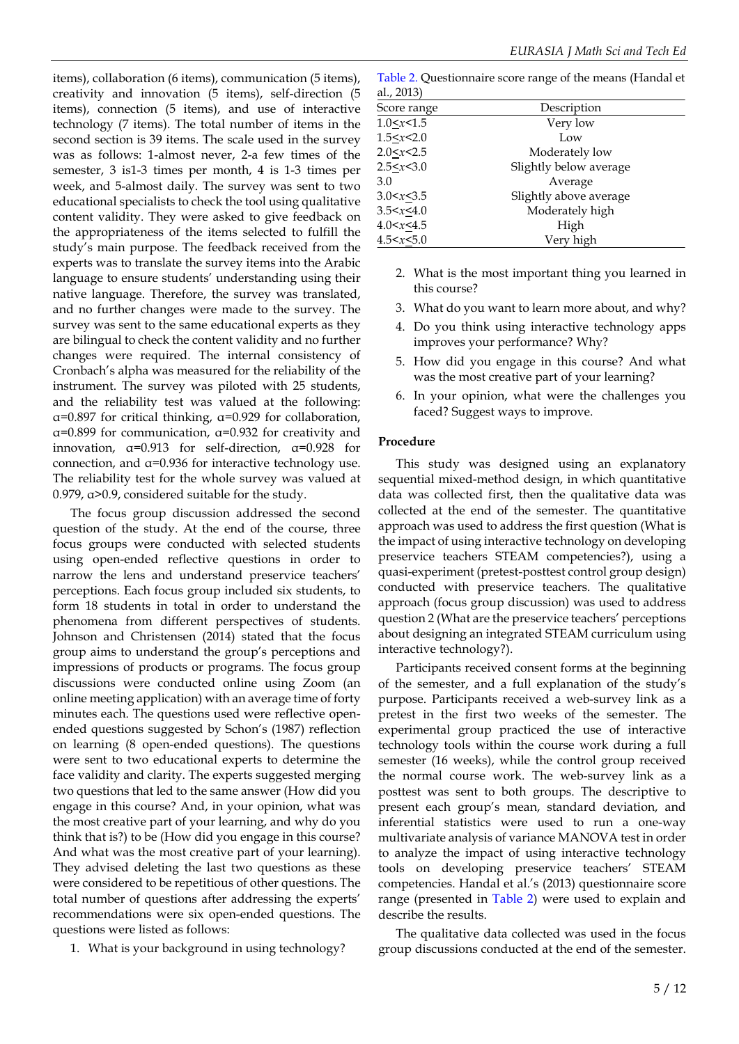items), collaboration (6 items), communication (5 items), creativity and innovation (5 items), self-direction (5 items), connection (5 items), and use of interactive technology (7 items). The total number of items in the second section is 39 items. The scale used in the survey was as follows: 1-almost never, 2-a few times of the semester, 3 is1-3 times per month, 4 is 1-3 times per week, and 5-almost daily. The survey was sent to two educational specialists to check the tool using qualitative content validity. They were asked to give feedback on the appropriateness of the items selected to fulfill the study's main purpose. The feedback received from the experts was to translate the survey items into the Arabic language to ensure students' understanding using their native language. Therefore, the survey was translated, and no further changes were made to the survey. The survey was sent to the same educational experts as they are bilingual to check the content validity and no further changes were required. The internal consistency of Cronbach's alpha was measured for the reliability of the instrument. The survey was piloted with 25 students, and the reliability test was valued at the following: $\alpha$=0.897 for critical thinking, $\alpha$=0.929 for collaboration, $\alpha$=0.899 for communication, $\alpha$=0.932 for creativity and innovation, $\alpha$=0.913 for self-direction, $\alpha$=0.928 for connection, and $\alpha$=0.936 for interactive technology use. The reliability test for the whole survey was valued at 0.979, $\alpha$>0.9, considered suitable for the study.

The focus group discussion addressed the second question of the study. At the end of the course, three focus groups were conducted with selected students using open-ended reflective questions in order to narrow the lens and understand preservice teachers' perceptions. Each focus group included six students, to form 18 students in total in order to understand the phenomena from different perspectives of students. Johnson and Christensen (2014) stated that the focus group aims to understand the group's perceptions and impressions of products or programs. The focus group discussions were conducted online using Zoom (an online meeting application) with an average time of forty minutes each. The questions used were reflective open-ended questions suggested by Schon's (1987) reflection on learning (8 open-ended questions). The questions were sent to two educational experts to determine the face validity and clarity. The experts suggested merging two questions that led to the same answer (How did you engage in this course? And, in your opinion, what was the most creative part of your learning, and why do you think that is?) to be (How did you engage in this course? And what was the most creative part of your learning). They advised deleting the last two questions as these were considered to be repetitious of other questions. The total number of questions after addressing the experts' recommendations were six open-ended questions. The questions were listed as follows:

1. What is your background in using technology?
2. What is the most important thing you learned in this course?
3. What do you want to learn more about, and why?
4. Do you think using interactive technology apps improves your performance? Why?
5. How did you engage in this course? And what was the most creative part of your learning?
6. In your opinion, what were the challenges you faced? Suggest ways to improve.

Table 2. Questionnaire score range of the means (Handal et al., 2013)

| Score range | Description |
|---|---|
| $1.0 \le x < 1.5$ | Very low |
| $1.5 \le x < 2.0$ | Low |
| $2.0 \le x < 2.5$ | Moderately low |
| $2.5 \le x < 3.0$ | Slightly below average |
| 3.0 | Average |
| $3.0 < x \le 3.5$ | Slightly above average |
| $3.5 < x \le 4.0$ | Moderately high |
| $4.0 < x \le 4.5$ | High |
| $4.5 < x \le 5.0$ | Very high |

### Procedure

This study was designed using an explanatory sequential mixed-method design, in which quantitative data was collected first, then the qualitative data was collected at the end of the semester. The quantitative approach was used to address the first question (What is the impact of using interactive technology on developing preservice teachers STEAM competencies?), using a quasi-experiment (pretest-posttest control group design) conducted with preservice teachers. The qualitative approach (focus group discussion) was used to address question 2 (What are the preservice teachers' perceptions about designing an integrated STEAM curriculum using interactive technology?).

Participants received consent forms at the beginning of the semester, and a full explanation of the study's purpose. Participants received a web-survey link as a pretest in the first two weeks of the semester. The experimental group practiced the use of interactive technology tools within the course work during a full semester (16 weeks), while the control group received the normal course work. The web-survey link as a posttest was sent to both groups. The descriptive to present each group's mean, standard deviation, and inferential statistics were used to run a one-way multivariate analysis of variance MANOVA test in order to analyze the impact of using interactive technology tools on developing preservice teachers' STEAM competencies. Handal et al.'s (2013) questionnaire score range (presented in Table 2) were used to explain and describe the results.

The qualitative data collected was used in the focus group discussions conducted at the end of the semester.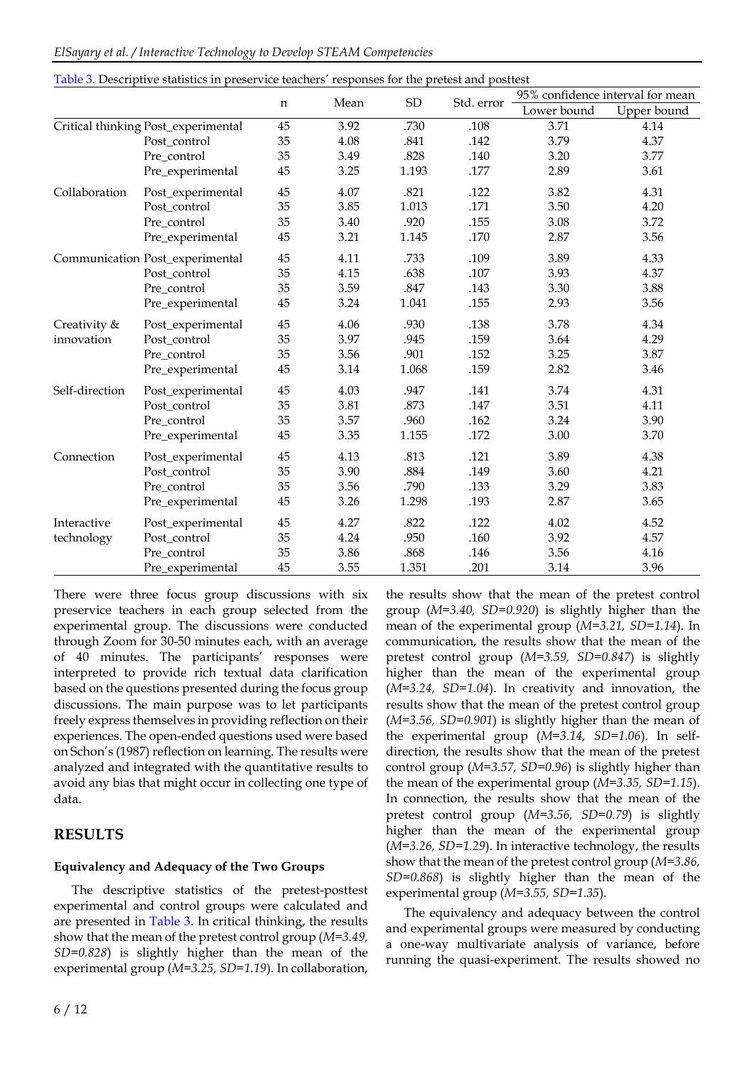Table 3. Descriptive statistics in preservice teachers' responses for the pretest and posttest

| | | n | Mean | SD | Std. error | 95% confidence interval for mean | |
|---|---|---|---|---|---|---|---|
| | | | | | | Lower bound | Upper bound |
| Critical thinking | Post_experimental | 45 | 3.92 | .730 | .108 | 3.71 | 4.14 |
| | Post_control | 35 | 4.08 | .841 | .142 | 3.79 | 4.37 |
| | Pre_control | 35 | 3.49 | .828 | .140 | 3.20 | 3.77 |
| | Pre_experimental | 45 | 3.25 | 1.193 | .177 | 2.89 | 3.61 |
| Collaboration | Post_experimental | 45 | 4.07 | .821 | .122 | 3.82 | 4.31 |
| | Post_control | 35 | 3.85 | 1.013 | .171 | 3.50 | 4.20 |
| | Pre_control | 35 | 3.40 | .920 | .155 | 3.08 | 3.72 |
| | Pre_experimental | 45 | 3.21 | 1.145 | .170 | 2.87 | 3.56 |
| Communication | Post_experimental | 45 | 4.11 | .733 | .109 | 3.89 | 4.33 |
| | Post_control | 35 | 4.15 | .638 | .107 | 3.93 | 4.37 |
| | Pre_control | 35 | 3.59 | .847 | .143 | 3.30 | 3.88 |
| | Pre_experimental | 45 | 3.24 | 1.041 | .155 | 2.93 | 3.56 |
| Creativity & innovation | Post_experimental | 45 | 4.06 | .930 | .138 | 3.78 | 4.34 |
| | Post_control | 35 | 3.97 | .945 | .159 | 3.64 | 4.29 |
| | Pre_control | 35 | 3.56 | .901 | .152 | 3.25 | 3.87 |
| | Pre_experimental | 45 | 3.14 | 1.068 | .159 | 2.82 | 3.46 |
| Self-direction | Post_experimental | 45 | 4.03 | .947 | .141 | 3.74 | 4.31 |
| | Post_control | 35 | 3.81 | .873 | .147 | 3.51 | 4.11 |
| | Pre_control | 35 | 3.57 | .960 | .162 | 3.24 | 3.90 |
| | Pre_experimental | 45 | 3.35 | 1.155 | .172 | 3.00 | 3.70 |
| Connection | Post_experimental | 45 | 4.13 | .813 | .121 | 3.89 | 4.38 |
| | Post_control | 35 | 3.90 | .884 | .149 | 3.60 | 4.21 |
| | Pre_control | 35 | 3.56 | .790 | .133 | 3.29 | 3.83 |
| | Pre_experimental | 45 | 3.26 | 1.298 | .193 | 2.87 | 3.65 |
| Interactive technology | Post_experimental | 45 | 4.27 | .822 | .122 | 4.02 | 4.52 |
| | Post_control | 35 | 4.24 | .950 | .160 | 3.92 | 4.57 |
| | Pre_control | 35 | 3.86 | .868 | .146 | 3.56 | 4.16 |
| | Pre_experimental | 45 | 3.55 | 1.351 | .201 | 3.14 | 3.96 |

There were three focus group discussions with six preservice teachers in each group selected from the experimental group. The discussions were conducted through Zoom for 30-50 minutes each, with an average of 40 minutes. The participants' responses were interpreted to provide rich textual data clarification based on the questions presented during the focus group discussions. The main purpose was to let participants freely express themselves in providing reflection on their experiences. The open-ended questions used were based on Schon's (1987) reflection on learning. The results were analyzed and integrated with the quantitative results to avoid any bias that might occur in collecting one type of data.

## RESULTS

### Equivalency and Adequacy of the Two Groups

The descriptive statistics of the pretest-posttest experimental and control groups were calculated and are presented in Table 3. In critical thinking, the results show that the mean of the pretest control group (*M=3.49, SD=0.828*) is slightly higher than the mean of the experimental group (*M=3.25, SD=1.19*). In collaboration, the results show that the mean of the pretest control group (*M=3.40, SD=0.920*) is slightly higher than the mean of the experimental group (*M=3.21, SD=1.14*). In communication, the results show that the mean of the pretest control group (*M=3.59, SD=0.847*) is slightly higher than the mean of the experimental group (*M=3.24, SD=1.04*). In creativity and innovation, the results show that the mean of the pretest control group (*M=3.56, SD=0.901*) is slightly higher than the mean of the experimental group (*M=3.14, SD=1.06*). In self-direction, the results show that the mean of the pretest control group (*M=3.57, SD=0.96*) is slightly higher than the mean of the experimental group (*M=3.35, SD=1.15*). In connection, the results show that the mean of the pretest control group (*M=3.56, SD=0.79*) is slightly higher than the mean of the experimental group (*M=3.26, SD=1.29*). In interactive technology, the results show that the mean of the pretest control group (*M=3.86, SD=0.868*) is slightly higher than the mean of the experimental group (*M=3.55, SD=1.35*).

The equivalency and adequacy between the control and experimental groups were measured by conducting a one-way multivariate analysis of variance, before running the quasi-experiment. The results showed no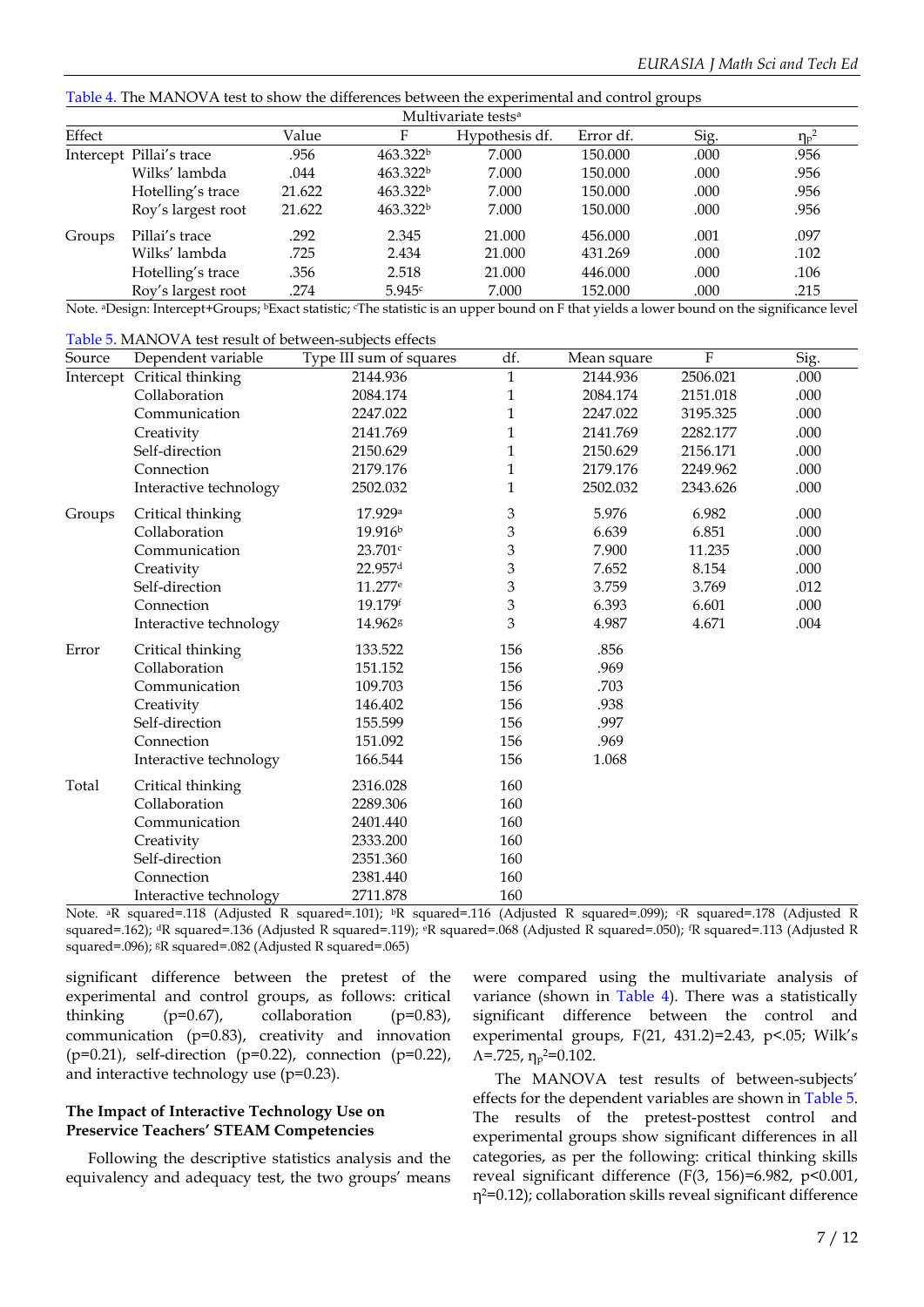Table 4. The MANOVA test to show the differences between the experimental and control groups

| Multivariate tests[a] | | | | | | | |
|---|---|---|---|---|---|---|---|
| Effect | | Value | F | Hypothesis df. | Error df. | Sig. | $\eta_p^2$ |
| Intercept | Pillai's trace | .956 | 463.322[b] | 7.000 | 150.000 | .000 | .956 |
| | Wilks' lambda | .044 | 463.322[b] | 7.000 | 150.000 | .000 | .956 |
| | Hotelling's trace | 21.622 | 463.322[b] | 7.000 | 150.000 | .000 | .956 |
| | Roy's largest root | 21.622 | 463.322[b] | 7.000 | 150.000 | .000 | .956 |
| Groups | Pillai's trace | .292 | 2.345 | 21.000 | 456.000 | .001 | .097 |
| | Wilks' lambda | .725 | 2.434 | 21.000 | 431.269 | .000 | .102 |
| | Hotelling's trace | .356 | 2.518 | 21.000 | 446.000 | .000 | .106 |
| | Roy's largest root | .274 | 5.945[c] | 7.000 | 152.000 | .000 | .215 |

Note. [a]Design: Intercept+Groups; [b]Exact statistic; [c]The statistic is an upper bound on F that yields a lower bound on the significance level

Table 5. MANOVA test result of between-subjects effects

| Source | Dependent variable | Type III sum of squares | df. | Mean square | F | Sig. |
|---|---|---|---|---|---|---|
| Intercept | Critical thinking | 2144.936 | 1 | 2144.936 | 2506.021 | .000 |
| | Collaboration | 2084.174 | 1 | 2084.174 | 2151.018 | .000 |
| | Communication | 2247.022 | 1 | 2247.022 | 3195.325 | .000 |
| | Creativity | 2141.769 | 1 | 2141.769 | 2282.177 | .000 |
| | Self-direction | 2150.629 | 1 | 2150.629 | 2156.171 | .000 |
| | Connection | 2179.176 | 1 | 2179.176 | 2249.962 | .000 |
| | Interactive technology | 2502.032 | 1 | 2502.032 | 2343.626 | .000 |
| Groups | Critical thinking | 17.929[a] | 3 | 5.976 | 6.982 | .000 |
| | Collaboration | 19.916[b] | 3 | 6.639 | 6.851 | .000 |
| | Communication | 23.701[c] | 3 | 7.900 | 11.235 | .000 |
| | Creativity | 22.957[d] | 3 | 7.652 | 8.154 | .000 |
| | Self-direction | 11.277[e] | 3 | 3.759 | 3.769 | .012 |
| | Connection | 19.179[f] | 3 | 6.393 | 6.601 | .000 |
| | Interactive technology | 14.962[g] | 3 | 4.987 | 4.671 | .004 |
| Error | Critical thinking | 133.522 | 156 | .856 | | |
| | Collaboration | 151.152 | 156 | .969 | | |
| | Communication | 109.703 | 156 | .703 | | |
| | Creativity | 146.402 | 156 | .938 | | |
| | Self-direction | 155.599 | 156 | .997 | | |
| | Connection | 151.092 | 156 | .969 | | |
| | Interactive technology | 166.544 | 156 | 1.068 | | |
| Total | Critical thinking | 2316.028 | 160 | | | |
| | Collaboration | 2289.306 | 160 | | | |
| | Communication | 2401.440 | 160 | | | |
| | Creativity | 2333.200 | 160 | | | |
| | Self-direction | 2351.360 | 160 | | | |
| | Connection | 2381.440 | 160 | | | |
| | Interactive technology | 2711.878 | 160 | | | |

Note. [a]R squared=.118 (Adjusted R squared=.101); [b]R squared=.116 (Adjusted R squared=.099); [c]R squared=.178 (Adjusted R squared=.162); [d]R squared=.136 (Adjusted R squared=.119); [e]R squared=.068 (Adjusted R squared=.050); [f]R squared=.113 (Adjusted R squared=.096); [g]R squared=.082 (Adjusted R squared=.065)

significant difference between the pretest of the experimental and control groups, as follows: critical thinking ($p=0.67$), collaboration ($p=0.83$), communication ($p=0.83$), creativity and innovation ($p=0.21$), self-direction ($p=0.22$), connection ($p=0.22$), and interactive technology use ($p=0.23$).

**The Impact of Interactive Technology Use on Preservice Teachers' STEAM Competencies**

Following the descriptive statistics analysis and the equivalency and adequacy test, the two groups' means were compared using the multivariate analysis of variance (shown in Table 4). There was a statistically significant difference between the control and experimental groups, $F(21, 431.2)=2.43$, $p<.05$; Wilk's $\Lambda=.725$, $\eta_p^2=0.102$.

The MANOVA test results of between-subjects' effects for the dependent variables are shown in Table 5. The results of the pretest-posttest control and experimental groups show significant differences in all categories, as per the following: critical thinking skills reveal significant difference ($F(3, 156)=6.982$, $p<0.001$, $\eta^2=0.12$); collaboration skills reveal significant difference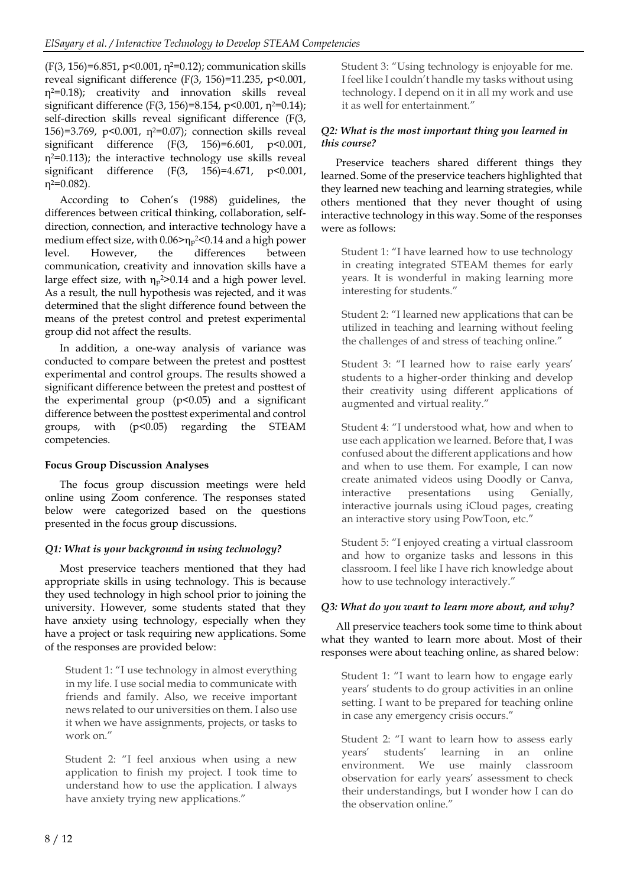($F(3, 156)=6.851$, $p<0.001$, $\eta^2=0.12$); communication skills reveal significant difference ($F(3, 156)=11.235$, $p<0.001$, $\eta^2=0.18$); creativity and innovation skills reveal significant difference ($F(3, 156)=8.154$, $p<0.001$, $\eta^2=0.14$); self-direction skills reveal significant difference ($F(3, 156)=3.769$, $p<0.001$, $\eta^2=0.07$); connection skills reveal significant difference ($F(3, 156)=6.601$, $p<0.001$, $\eta^2=0.113$); the interactive technology use skills reveal significant difference ($F(3, 156)=4.671$, $p<0.001$, $\eta^2=0.082$).

According to Cohen's (1988) guidelines, the differences between critical thinking, collaboration, self-direction, connection, and interactive technology have a medium effect size, with $0.06>\eta_p^2<0.14$ and a high power level. However, the differences between communication, creativity and innovation skills have a large effect size, with $\eta_p^2>0.14$ and a high power level. As a result, the null hypothesis was rejected, and it was determined that the slight difference found between the means of the pretest control and pretest experimental group did not affect the results.

In addition, a one-way analysis of variance was conducted to compare between the pretest and posttest experimental and control groups. The results showed a significant difference between the pretest and posttest of the experimental group ($p<0.05$) and a significant difference between the posttest experimental and control groups, with ($p<0.05$) regarding the STEAM competencies.

### Focus Group Discussion Analyses

The focus group discussion meetings were held online using Zoom conference. The responses stated below were categorized based on the questions presented in the focus group discussions.

#### *Q1: What is your background in using technology?*

Most preservice teachers mentioned that they had appropriate skills in using technology. This is because they used technology in high school prior to joining the university. However, some students stated that they have anxiety using technology, especially when they have a project or task requiring new applications. Some of the responses are provided below:

> Student 1: "I use technology in almost everything in my life. I use social media to communicate with friends and family. Also, we receive important news related to our universities on them. I also use it when we have assignments, projects, or tasks to work on."

> Student 2: "I feel anxious when using a new application to finish my project. I took time to understand how to use the application. I always have anxiety trying new applications."

> Student 3: "Using technology is enjoyable for me. I feel like I couldn't handle my tasks without using technology. I depend on it in all my work and use it as well for entertainment."

#### *Q2: What is the most important thing you learned in this course?*

Preservice teachers shared different things they learned. Some of the preservice teachers highlighted that they learned new teaching and learning strategies, while others mentioned that they never thought of using interactive technology in this way. Some of the responses were as follows:

> Student 1: "I have learned how to use technology in creating integrated STEAM themes for early years. It is wonderful in making learning more interesting for students."

> Student 2: "I learned new applications that can be utilized in teaching and learning without feeling the challenges of and stress of teaching online."

> Student 3: "I learned how to raise early years' students to a higher-order thinking and develop their creativity using different applications of augmented and virtual reality."

> Student 4: "I understood what, how and when to use each application we learned. Before that, I was confused about the different applications and how and when to use them. For example, I can now create animated videos using Doodly or Canva, interactive presentations using Genially, interactive journals using iCloud pages, creating an interactive story using PowToon, etc."

> Student 5: "I enjoyed creating a virtual classroom and how to organize tasks and lessons in this classroom. I feel like I have rich knowledge about how to use technology interactively."

#### *Q3: What do you want to learn more about, and why?*

All preservice teachers took some time to think about what they wanted to learn more about. Most of their responses were about teaching online, as shared below:

> Student 1: "I want to learn how to engage early years' students to do group activities in an online setting. I want to be prepared for teaching online in case any emergency crisis occurs."

> Student 2: "I want to learn how to assess early years' students' learning in an online environment. We use mainly classroom observation for early years' assessment to check their understandings, but I wonder how I can do the observation online."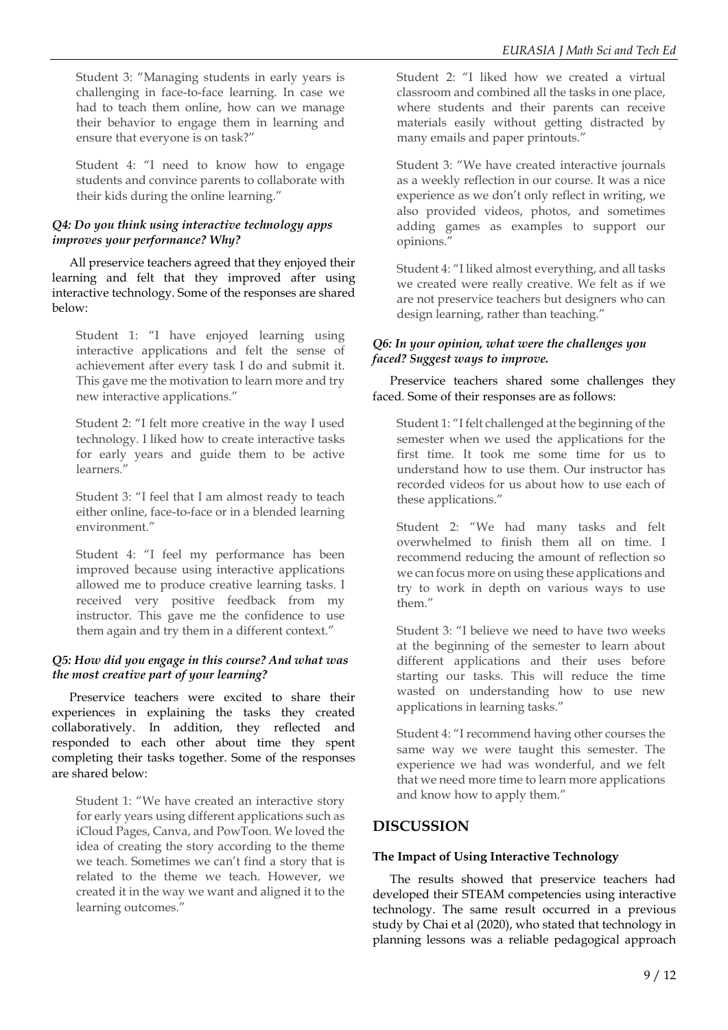Student 3: "Managing students in early years is challenging in face-to-face learning. In case we had to teach them online, how can we manage their behavior to engage them in learning and ensure that everyone is on task?"

Student 4: "I need to know how to engage students and convince parents to collaborate with their kids during the online learning."

#### *Q4: Do you think using interactive technology apps improves your performance? Why?*

All preservice teachers agreed that they enjoyed their learning and felt that they improved after using interactive technology. Some of the responses are shared below:

Student 1: "I have enjoyed learning using interactive applications and felt the sense of achievement after every task I do and submit it. This gave me the motivation to learn more and try new interactive applications."

Student 2: "I felt more creative in the way I used technology. I liked how to create interactive tasks for early years and guide them to be active learners."

Student 3: "I feel that I am almost ready to teach either online, face-to-face or in a blended learning environment."

Student 4: "I feel my performance has been improved because using interactive applications allowed me to produce creative learning tasks. I received very positive feedback from my instructor. This gave me the confidence to use them again and try them in a different context."

#### *Q5: How did you engage in this course? And what was the most creative part of your learning?*

Preservice teachers were excited to share their experiences in explaining the tasks they created collaboratively. In addition, they reflected and responded to each other about time they spent completing their tasks together. Some of the responses are shared below:

Student 1: "We have created an interactive story for early years using different applications such as iCloud Pages, Canva, and PowToon. We loved the idea of creating the story according to the theme we teach. Sometimes we can't find a story that is related to the theme we teach. However, we created it in the way we want and aligned it to the learning outcomes."

Student 2: "I liked how we created a virtual classroom and combined all the tasks in one place, where students and their parents can receive materials easily without getting distracted by many emails and paper printouts."

Student 3: "We have created interactive journals as a weekly reflection in our course. It was a nice experience as we don't only reflect in writing, we also provided videos, photos, and sometimes adding games as examples to support our opinions."

Student 4: "I liked almost everything, and all tasks we created were really creative. We felt as if we are not preservice teachers but designers who can design learning, rather than teaching."

#### *Q6: In your opinion, what were the challenges you faced? Suggest ways to improve.*

Preservice teachers shared some challenges they faced. Some of their responses are as follows:

Student 1: "I felt challenged at the beginning of the semester when we used the applications for the first time. It took me some time for us to understand how to use them. Our instructor has recorded videos for us about how to use each of these applications."

Student 2: "We had many tasks and felt overwhelmed to finish them all on time. I recommend reducing the amount of reflection so we can focus more on using these applications and try to work in depth on various ways to use them."

Student 3: "I believe we need to have two weeks at the beginning of the semester to learn about different applications and their uses before starting our tasks. This will reduce the time wasted on understanding how to use new applications in learning tasks."

Student 4: "I recommend having other courses the same way we were taught this semester. The experience we had was wonderful, and we felt that we need more time to learn more applications and know how to apply them."

## DISCUSSION

### The Impact of Using Interactive Technology

The results showed that preservice teachers had developed their STEAM competencies using interactive technology. The same result occurred in a previous study by Chai et al (2020), who stated that technology in planning lessons was a reliable pedagogical approach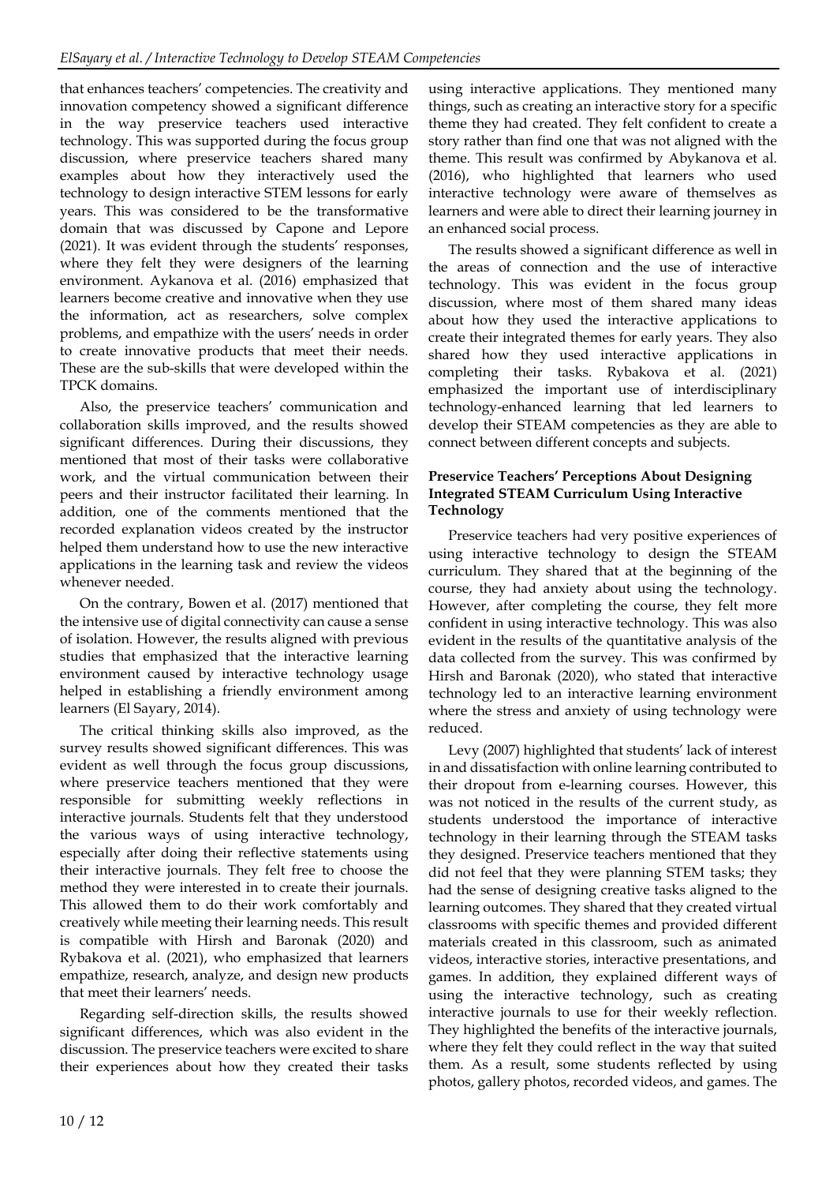that enhances teachers' competencies. The creativity and innovation competency showed a significant difference in the way preservice teachers used interactive technology. This was supported during the focus group discussion, where preservice teachers shared many examples about how they interactively used the technology to design interactive STEM lessons for early years. This was considered to be the transformative domain that was discussed by Capone and Lepore (2021). It was evident through the students' responses, where they felt they were designers of the learning environment. Aykanova et al. (2016) emphasized that learners become creative and innovative when they use the information, act as researchers, solve complex problems, and empathize with the users' needs in order to create innovative products that meet their needs. These are the sub-skills that were developed within the TPCK domains.

Also, the preservice teachers' communication and collaboration skills improved, and the results showed significant differences. During their discussions, they mentioned that most of their tasks were collaborative work, and the virtual communication between their peers and their instructor facilitated their learning. In addition, one of the comments mentioned that the recorded explanation videos created by the instructor helped them understand how to use the new interactive applications in the learning task and review the videos whenever needed.

On the contrary, Bowen et al. (2017) mentioned that the intensive use of digital connectivity can cause a sense of isolation. However, the results aligned with previous studies that emphasized that the interactive learning environment caused by interactive technology usage helped in establishing a friendly environment among learners (El Sayary, 2014).

The critical thinking skills also improved, as the survey results showed significant differences. This was evident as well through the focus group discussions, where preservice teachers mentioned that they were responsible for submitting weekly reflections in interactive journals. Students felt that they understood the various ways of using interactive technology, especially after doing their reflective statements using their interactive journals. They felt free to choose the method they were interested in to create their journals. This allowed them to do their work comfortably and creatively while meeting their learning needs. This result is compatible with Hirsh and Baronak (2020) and Rybakova et al. (2021), who emphasized that learners empathize, research, analyze, and design new products that meet their learners' needs.

Regarding self-direction skills, the results showed significant differences, which was also evident in the discussion. The preservice teachers were excited to share their experiences about how they created their tasks using interactive applications. They mentioned many things, such as creating an interactive story for a specific theme they had created. They felt confident to create a story rather than find one that was not aligned with the theme. This result was confirmed by Abykanova et al. (2016), who highlighted that learners who used interactive technology were aware of themselves as learners and were able to direct their learning journey in an enhanced social process.

The results showed a significant difference as well in the areas of connection and the use of interactive technology. This was evident in the focus group discussion, where most of them shared many ideas about how they used the interactive applications to create their integrated themes for early years. They also shared how they used interactive applications in completing their tasks. Rybakova et al. (2021) emphasized the important use of interdisciplinary technology-enhanced learning that led learners to develop their STEAM competencies as they are able to connect between different concepts and subjects.

### Preservice Teachers' Perceptions About Designing Integrated STEAM Curriculum Using Interactive Technology

Preservice teachers had very positive experiences of using interactive technology to design the STEAM curriculum. They shared that at the beginning of the course, they had anxiety about using the technology. However, after completing the course, they felt more confident in using interactive technology. This was also evident in the results of the quantitative analysis of the data collected from the survey. This was confirmed by Hirsh and Baronak (2020), who stated that interactive technology led to an interactive learning environment where the stress and anxiety of using technology were reduced.

Levy (2007) highlighted that students' lack of interest in and dissatisfaction with online learning contributed to their dropout from e-learning courses. However, this was not noticed in the results of the current study, as students understood the importance of interactive technology in their learning through the STEAM tasks they designed. Preservice teachers mentioned that they did not feel that they were planning STEM tasks; they had the sense of designing creative tasks aligned to the learning outcomes. They shared that they created virtual classrooms with specific themes and provided different materials created in this classroom, such as animated videos, interactive stories, interactive presentations, and games. In addition, they explained different ways of using the interactive technology, such as creating interactive journals to use for their weekly reflection. They highlighted the benefits of the interactive journals, where they felt they could reflect in the way that suited them. As a result, some students reflected by using photos, gallery photos, recorded videos, and games. The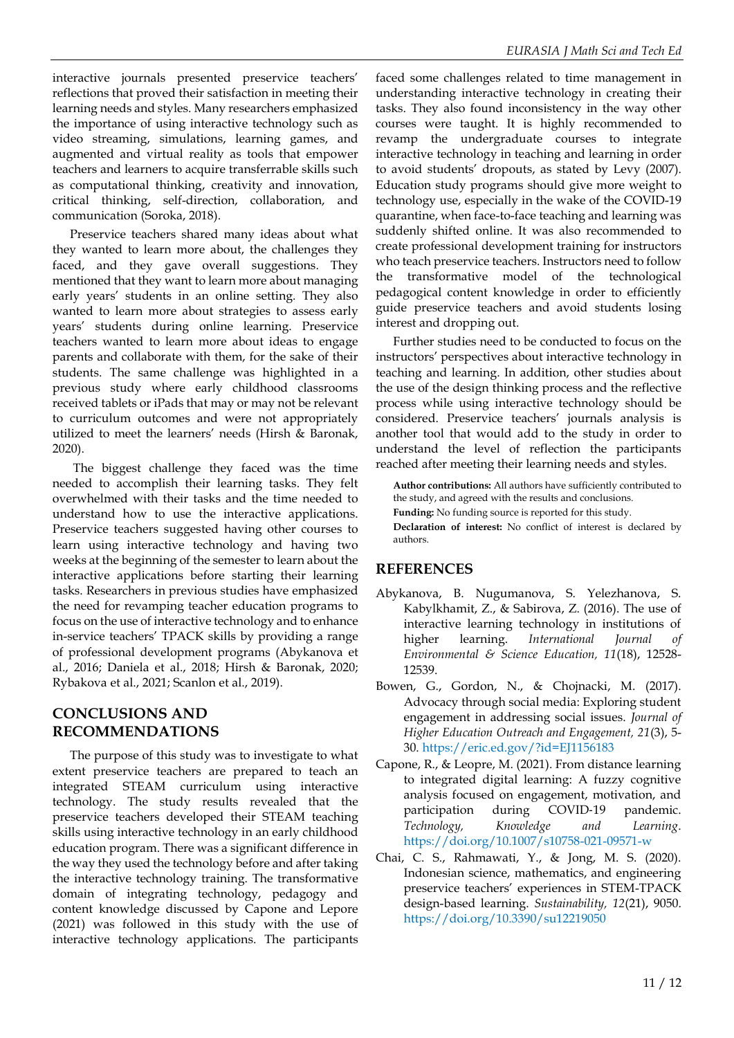interactive journals presented preservice teachers' reflections that proved their satisfaction in meeting their learning needs and styles. Many researchers emphasized the importance of using interactive technology such as video streaming, simulations, learning games, and augmented and virtual reality as tools that empower teachers and learners to acquire transferrable skills such as computational thinking, creativity and innovation, critical thinking, self-direction, collaboration, and communication (Soroka, 2018).

Preservice teachers shared many ideas about what they wanted to learn more about, the challenges they faced, and they gave overall suggestions. They mentioned that they want to learn more about managing early years' students in an online setting. They also wanted to learn more about strategies to assess early years' students during online learning. Preservice teachers wanted to learn more about ideas to engage parents and collaborate with them, for the sake of their students. The same challenge was highlighted in a previous study where early childhood classrooms received tablets or iPads that may or may not be relevant to curriculum outcomes and were not appropriately utilized to meet the learners' needs (Hirsh & Baronak, 2020).

The biggest challenge they faced was the time needed to accomplish their learning tasks. They felt overwhelmed with their tasks and the time needed to understand how to use the interactive applications. Preservice teachers suggested having other courses to learn using interactive technology and having two weeks at the beginning of the semester to learn about the interactive applications before starting their learning tasks. Researchers in previous studies have emphasized the need for revamping teacher education programs to focus on the use of interactive technology and to enhance in-service teachers' TPACK skills by providing a range of professional development programs (Abykanova et al., 2016; Daniela et al., 2018; Hirsh & Baronak, 2020; Rybakova et al., 2021; Scanlon et al., 2019).

## CONCLUSIONS AND RECOMMENDATIONS

The purpose of this study was to investigate to what extent preservice teachers are prepared to teach an integrated STEAM curriculum using interactive technology. The study results revealed that the preservice teachers developed their STEAM teaching skills using interactive technology in an early childhood education program. There was a significant difference in the way they used the technology before and after taking the interactive technology training. The transformative domain of integrating technology, pedagogy and content knowledge discussed by Capone and Lepore (2021) was followed in this study with the use of interactive technology applications. The participants faced some challenges related to time management in understanding interactive technology in creating their tasks. They also found inconsistency in the way other courses were taught. It is highly recommended to revamp the undergraduate courses to integrate interactive technology in teaching and learning in order to avoid students' dropouts, as stated by Levy (2007). Education study programs should give more weight to technology use, especially in the wake of the COVID-19 quarantine, when face-to-face teaching and learning was suddenly shifted online. It was also recommended to create professional development training for instructors who teach preservice teachers. Instructors need to follow the transformative model of the technological pedagogical content knowledge in order to efficiently guide preservice teachers and avoid students losing interest and dropping out.

Further studies need to be conducted to focus on the instructors' perspectives about interactive technology in teaching and learning. In addition, other studies about the use of the design thinking process and the reflective process while using interactive technology should be considered. Preservice teachers' journals analysis is another tool that would add to the study in order to understand the level of reflection the participants reached after meeting their learning needs and styles.

**Author contributions:** All authors have sufficiently contributed to the study, and agreed with the results and conclusions.

**Funding:** No funding source is reported for this study.

**Declaration of interest:** No conflict of interest is declared by authors.

## REFERENCES

Abykanova, B. Nugumanova, S. Yelezhanova, S. Kabylkhamit, Z., & Sabirova, Z. (2016). The use of interactive learning technology in institutions of higher learning. *International Journal of Environmental & Science Education, 11*(18), 12528-12539.

Bowen, G., Gordon, N., & Chojnacki, M. (2017). Advocacy through social media: Exploring student engagement in addressing social issues. *Journal of Higher Education Outreach and Engagement, 21*(3), 5-30. https://eric.ed.gov/?id=EJ1156183

Capone, R., & Leopre, M. (2021). From distance learning to integrated digital learning: A fuzzy cognitive analysis focused on engagement, motivation, and participation during COVID-19 pandemic. *Technology, Knowledge and Learning*. https://doi.org/10.1007/s10758-021-09571-w

Chai, C. S., Rahmawati, Y., & Jong, M. S. (2020). Indonesian science, mathematics, and engineering preservice teachers' experiences in STEM-TPACK design-based learning. *Sustainability, 12*(21), 9050. https://doi.org/10.3390/su12219050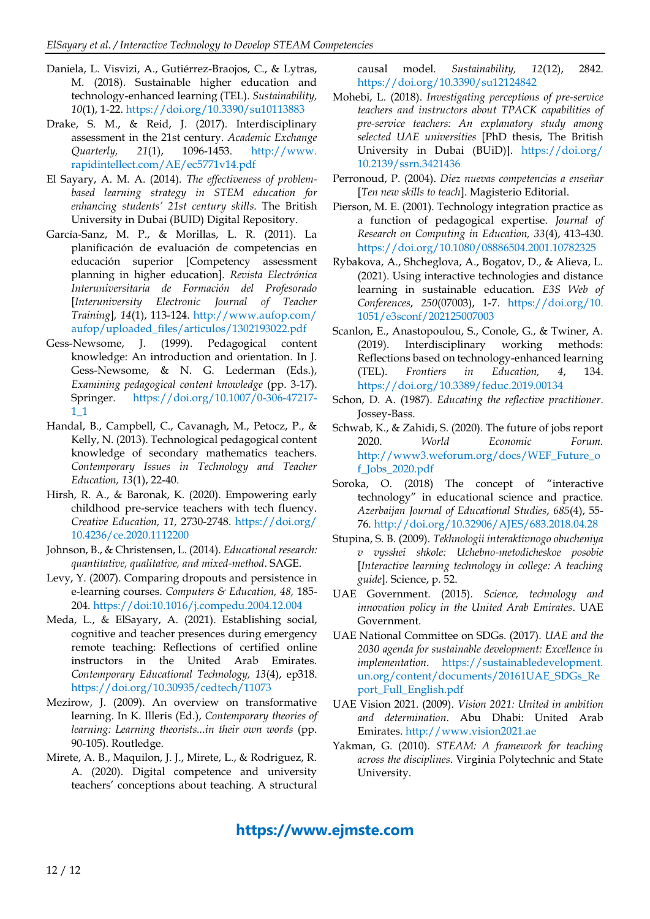Daniela, L. Visvizi, A., Gutiérrez-Braojos, C., & Lytras, M. (2018). Sustainable higher education and technology-enhanced learning (TEL). *Sustainability, 10*(1), 1-22. https://doi.org/10.3390/su10113883

Drake, S. M., & Reid, J. (2017). Interdisciplinary assessment in the 21st century. *Academic Exchange Quarterly, 21*(1), 1096-1453. http://www.rapidintellect.com/AE/ec5771v14.pdf

El Sayary, A. M. A. (2014). *The effectiveness of problem-based learning strategy in STEM education for enhancing students' 21st century skills.* The British University in Dubai (BUID) Digital Repository.

García-Sanz, M. P., & Morillas, L. R. (2011). La planificación de evaluación de competencias en educación superior [Competency assessment planning in higher education]. *Revista Electrónica Interuniversitaria de Formación del Profesorado* [*Interuniversity Electronic Journal of Teacher Training*], *14*(1), 113-124. http://www.aufop.com/aufop/uploaded_files/articulos/1302193022.pdf

Gess-Newsome, J. (1999). Pedagogical content knowledge: An introduction and orientation. In J. Gess-Newsome, & N. G. Lederman (Eds.), *Examining pedagogical content knowledge* (pp. 3-17). Springer. https://doi.org/10.1007/0-306-47217-1_1

Handal, B., Campbell, C., Cavanagh, M., Petocz, P., & Kelly, N. (2013). Technological pedagogical content knowledge of secondary mathematics teachers. *Contemporary Issues in Technology and Teacher Education, 13*(1), 22-40.

Hirsh, R. A., & Baronak, K. (2020). Empowering early childhood pre-service teachers with tech fluency. *Creative Education, 11,* 2730-2748. https://doi.org/10.4236/ce.2020.1112200

Johnson, B., & Christensen, L. (2014). *Educational research: quantitative, qualitative, and mixed-method*. SAGE.

Levy, Y. (2007). Comparing dropouts and persistence in e-learning courses. *Computers & Education, 48,* 185-204. https://doi:10.1016/j.compedu.2004.12.004

Meda, L., & ElSayary, A. (2021). Establishing social, cognitive and teacher presences during emergency remote teaching: Reflections of certified online instructors in the United Arab Emirates. *Contemporary Educational Technology, 13*(4), ep318. https://doi.org/10.30935/cedtech/11073

Mezirow, J. (2009). An overview on transformative learning. In K. Illeris (Ed.), *Contemporary theories of learning: Learning theorists...in their own words* (pp. 90-105). Routledge.

Mirete, A. B., Maquilon, J. J., Mirete, L., & Rodriguez, R. A. (2020). Digital competence and university teachers' conceptions about teaching. A structural causal model. *Sustainability, 12*(12), 2842. https://doi.org/10.3390/su12124842

Mohebi, L. (2018). *Investigating perceptions of pre-service teachers and instructors about TPACK capabilities of pre-service teachers: An explanatory study among selected UAE universities* [PhD thesis, The British University in Dubai (BUiD)]. https://doi.org/10.2139/ssrn.3421436

Perronoud, P. (2004). *Diez nuevas competencias a enseñar* [*Ten new skills to teach*]. Magisterio Editorial.

Pierson, M. E. (2001). Technology integration practice as a function of pedagogical expertise. *Journal of Research on Computing in Education, 33*(4), 413-430. https://doi.org/10.1080/08886504.2001.10782325

Rybakova, A., Shcheglova, A., Bogatov, D., & Alieva, L. (2021). Using interactive technologies and distance learning in sustainable education. *E3S Web of Conferences*, *250*(07003), 1-7. https://doi.org/10.1051/e3sconf/202125007003

Scanlon, E., Anastopoulou, S., Conole, G., & Twiner, A. (2019). Interdisciplinary working methods: Reflections based on technology-enhanced learning (TEL). *Frontiers in Education*, *4*, 134. https://doi.org/10.3389/feduc.2019.00134

Schon, D. A. (1987). *Educating the reflective practitioner*. Jossey-Bass.

Schwab, K., & Zahidi, S. (2020). The future of jobs report 2020. *World Economic Forum.* http://www3.weforum.org/docs/WEF_Future_of_Jobs_2020.pdf

Soroka, O. (2018) The concept of "interactive technology" in educational science and practice. *Azerbaijan Journal of Educational Studies*, *685*(4), 55-76. http://doi.org/10.32906/AJES/683.2018.04.28

Stupina, S. B. (2009). *Tekhnologii interaktivnogo obucheniya v vysshei shkole: Uchebno-metodicheskoe posobie* [*Interactive learning technology in college: A teaching guide*]. Science, p. 52.

UAE Government. (2015). *Science, technology and innovation policy in the United Arab Emirates*. UAE Government.

UAE National Committee on SDGs. (2017). *UAE and the 2030 agenda for sustainable development: Excellence in implementation*. https://sustainabledevelopment.un.org/content/documents/20161UAE_SDGs_Report_Full_English.pdf

UAE Vision 2021. (2009). *Vision 2021: United in ambition and determination*. Abu Dhabi: United Arab Emirates. http://www.vision2021.ae

Yakman, G. (2010). *STEAM: A framework for teaching across the disciplines*. Virginia Polytechnic and State University.